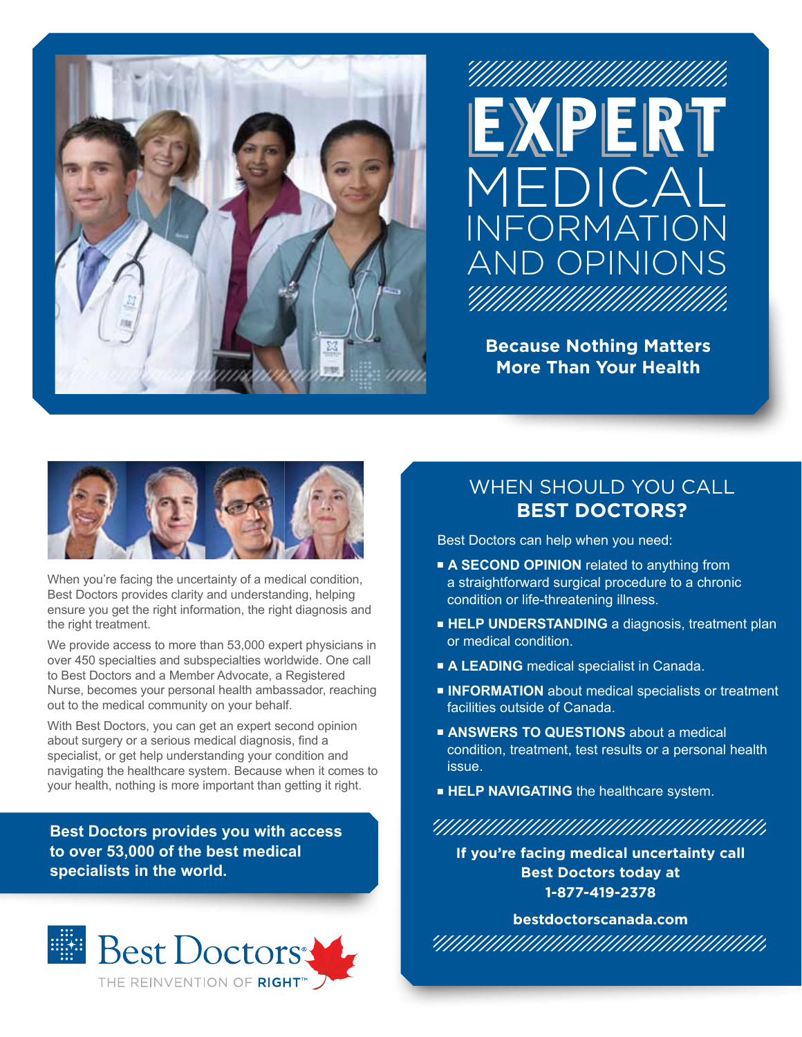# EXPERT MEDICAL INFORMATION AND OPINIONS

**Because Nothing Matters More Than Your Health**

When you're facing the uncertainty of a medical condition, Best Doctors provides clarity and understanding, helping ensure you get the right information, the right diagnosis and the right treatment.

We provide access to more than 53,000 expert physicians in over 450 specialties and subspecialties worldwide. One call to Best Doctors and a Member Advocate, a Registered Nurse, becomes your personal health ambassador, reaching out to the medical community on your behalf.

With Best Doctors, you can get an expert second opinion about surgery or a serious medical diagnosis, find a specialist, or get help understanding your condition and navigating the healthcare system. Because when it comes to your health, nothing is more important than getting it right.

**Best Doctors provides you with access to over 53,000 of the best medical specialists in the world.**

Best Doctors®
THE REINVENTION OF **RIGHT**™

## WHEN SHOULD YOU CALL **BEST DOCTORS?**

Best Doctors can help when you need:

- **A SECOND OPINION** related to anything from a straightforward surgical procedure to a chronic condition or life-threatening illness.
- **HELP UNDERSTANDING** a diagnosis, treatment plan or medical condition.
- **A LEADING** medical specialist in Canada.
- **INFORMATION** about medical specialists or treatment facilities outside of Canada.
- **ANSWERS TO QUESTIONS** about a medical condition, treatment, test results or a personal health issue.
- **HELP NAVIGATING** the healthcare system.

**If you're facing medical uncertainty call Best Doctors today at 1-877-419-2378**

**bestdoctorscanada.com**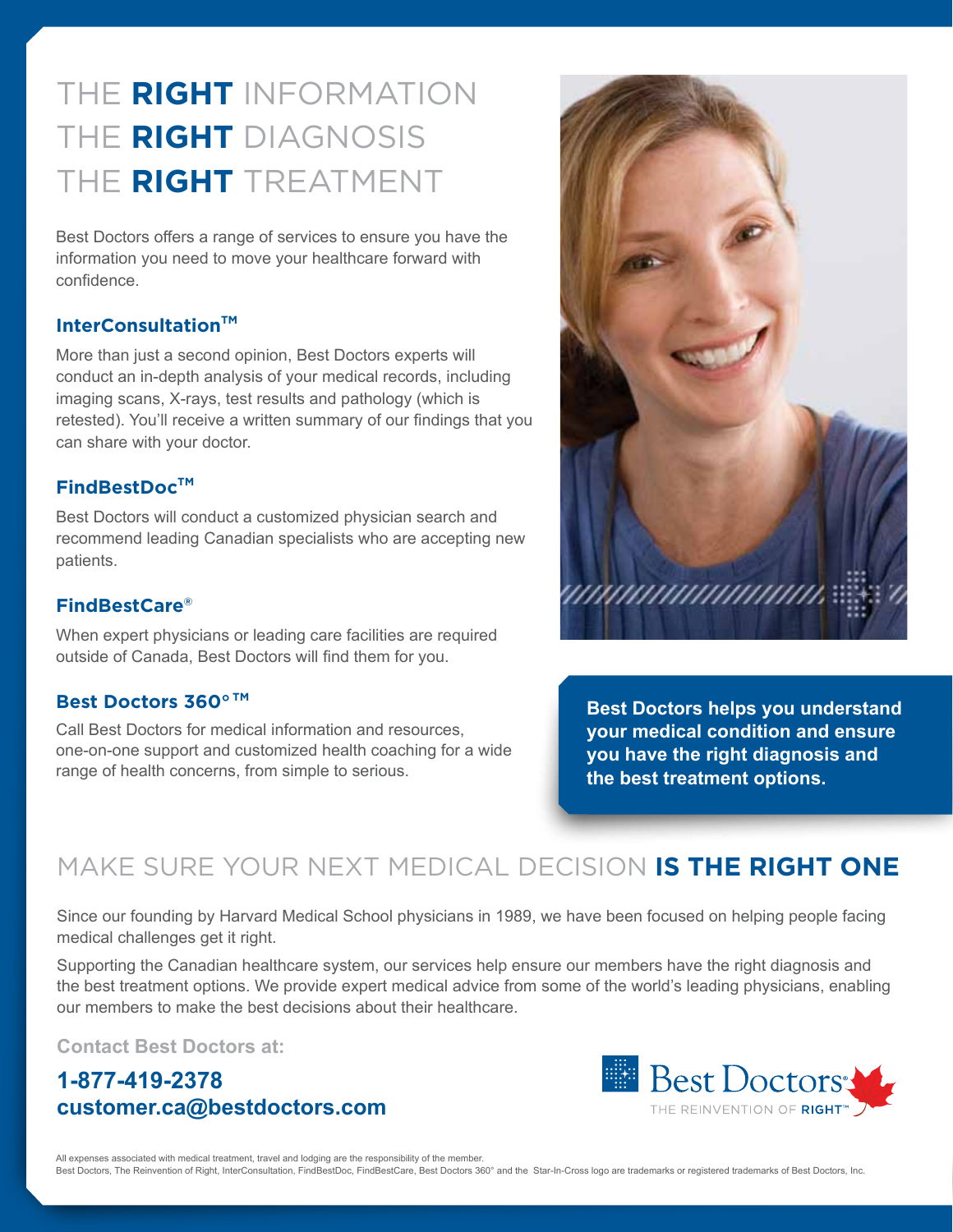# THE **RIGHT** INFORMATION
# THE **RIGHT** DIAGNOSIS
# THE **RIGHT** TREATMENT

Best Doctors offers a range of services to ensure you have the information you need to move your healthcare forward with confidence.

### InterConsultation™

More than just a second opinion, Best Doctors experts will conduct an in-depth analysis of your medical records, including imaging scans, X-rays, test results and pathology (which is retested). You'll receive a written summary of our findings that you can share with your doctor.

### FindBestDoc™

Best Doctors will conduct a customized physician search and recommend leading Canadian specialists who are accepting new patients.

### FindBestCare®

When expert physicians or leading care facilities are required outside of Canada, Best Doctors will find them for you.

### Best Doctors 360° ™

Call Best Doctors for medical information and resources, one-on-one support and customized health coaching for a wide range of health concerns, from simple to serious.

**Best Doctors helps you understand your medical condition and ensure you have the right diagnosis and the best treatment options.**

## MAKE SURE YOUR NEXT MEDICAL DECISION **IS THE RIGHT ONE**

Since our founding by Harvard Medical School physicians in 1989, we have been focused on helping people facing medical challenges get it right.

Supporting the Canadian healthcare system, our services help ensure our members have the right diagnosis and the best treatment options. We provide expert medical advice from some of the world's leading physicians, enabling our members to make the best decisions about their healthcare.

**Contact Best Doctors at:**

**1-877-419-2378**
**customer.ca@bestdoctors.com**

Best Doctors®
THE REINVENTION OF **RIGHT**™

All expenses associated with medical treatment, travel and lodging are the responsibility of the member.
Best Doctors, The Reinvention of Right, InterConsultation, FindBestDoc, FindBestCare, Best Doctors 360° and the Star-In-Cross logo are trademarks or registered trademarks of Best Doctors, Inc.